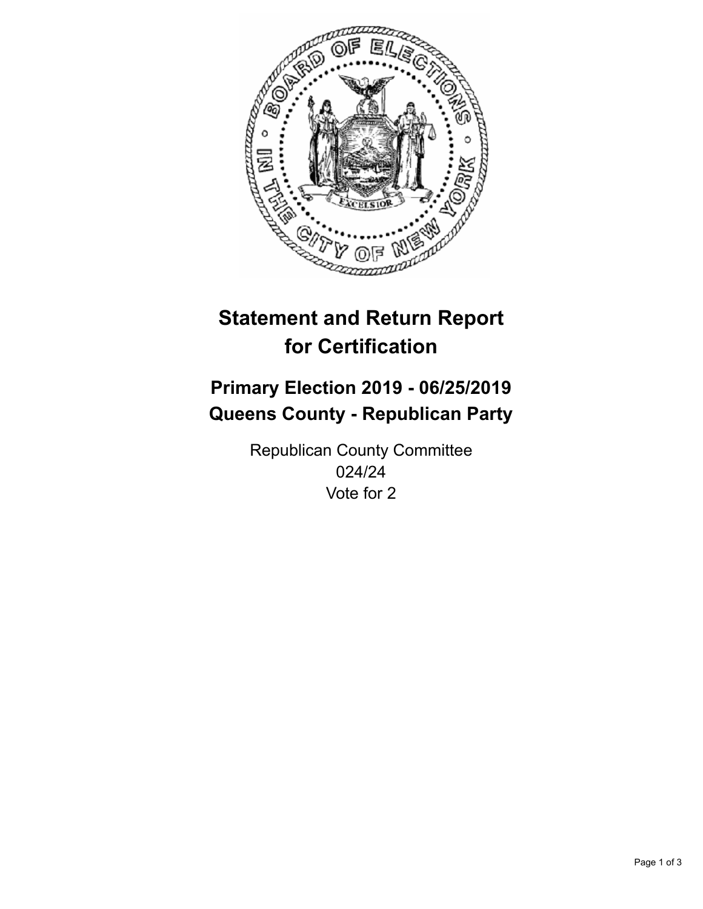# Statement and Return Report for Certification

## Primary Election 2019 - 06/25/2019
## Queens County - Republican Party

Republican County Committee
024/24
Vote for 2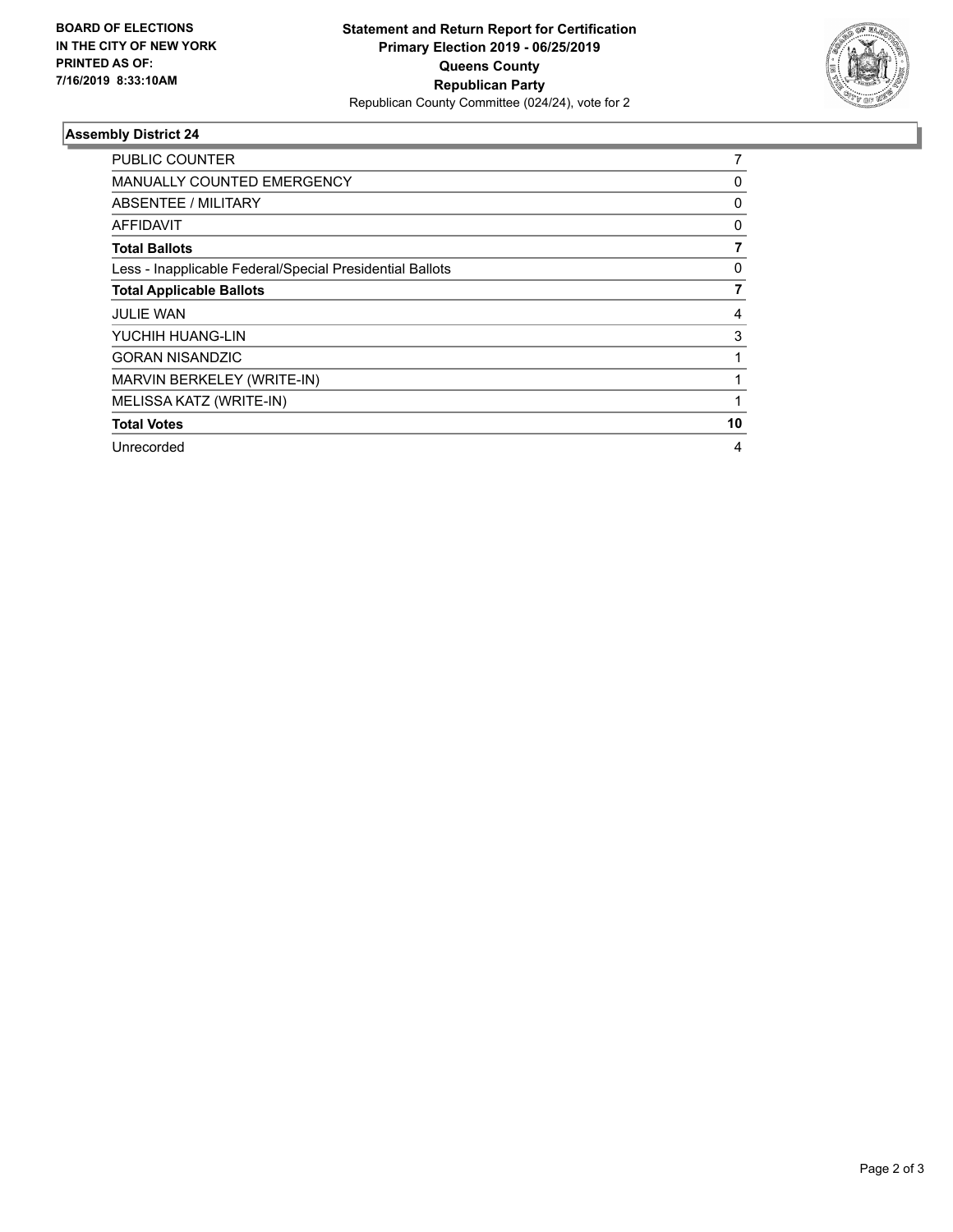**BOARD OF ELECTIONS IN THE CITY OF NEW YORK PRINTED AS OF: 7/16/2019 8:33:10AM**

**Statement and Return Report for Certification**
**Primary Election 2019 - 06/25/2019**
**Queens County**
**Republican Party**
Republican County Committee (024/24), vote for 2

### Assembly District 24

| | |
|---|---|
| PUBLIC COUNTER | 7 |
| MANUALLY COUNTED EMERGENCY | 0 |
| ABSENTEE / MILITARY | 0 |
| AFFIDAVIT | 0 |
| **Total Ballots** | **7** |
| Less - Inapplicable Federal/Special Presidential Ballots | 0 |
| **Total Applicable Ballots** | **7** |
| JULIE WAN | 4 |
| YUCHIH HUANG-LIN | 3 |
| GORAN NISANDZIC | 1 |
| MARVIN BERKELEY (WRITE-IN) | 1 |
| MELISSA KATZ (WRITE-IN) | 1 |
| **Total Votes** | **10** |
| Unrecorded | 4 |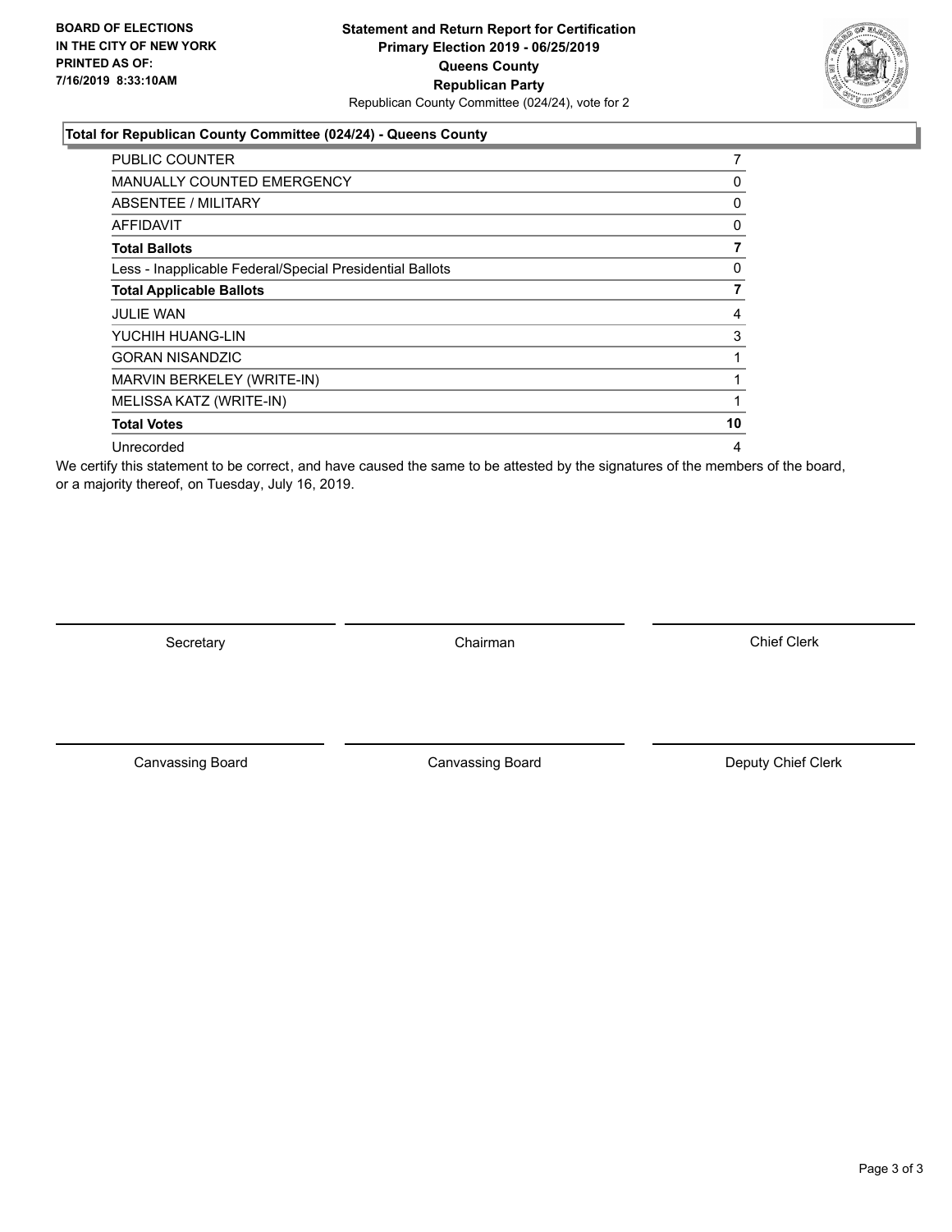**BOARD OF ELECTIONS IN THE CITY OF NEW YORK PRINTED AS OF: 7/16/2019 8:33:10AM**

**Statement and Return Report for Certification Primary Election 2019 - 06/25/2019 Queens County Republican Party**

Republican County Committee (024/24), vote for 2

**Total for Republican County Committee (024/24) - Queens County**

| | |
|---|---|
| PUBLIC COUNTER | 7 |
| MANUALLY COUNTED EMERGENCY | 0 |
| ABSENTEE / MILITARY | 0 |
| AFFIDAVIT | 0 |
| **Total Ballots** | **7** |
| Less - Inapplicable Federal/Special Presidential Ballots | 0 |
| **Total Applicable Ballots** | **7** |
| JULIE WAN | 4 |
| YUCHIH HUANG-LIN | 3 |
| GORAN NISANDZIC | 1 |
| MARVIN BERKELEY (WRITE-IN) | 1 |
| MELISSA KATZ (WRITE-IN) | 1 |
| **Total Votes** | **10** |
| Unrecorded | 4 |

We certify this statement to be correct, and have caused the same to be attested by the signatures of the members of the board, or a majority thereof, on Tuesday, July 16, 2019.

Secretary

Chairman

Chief Clerk

Canvassing Board

Canvassing Board

Deputy Chief Clerk